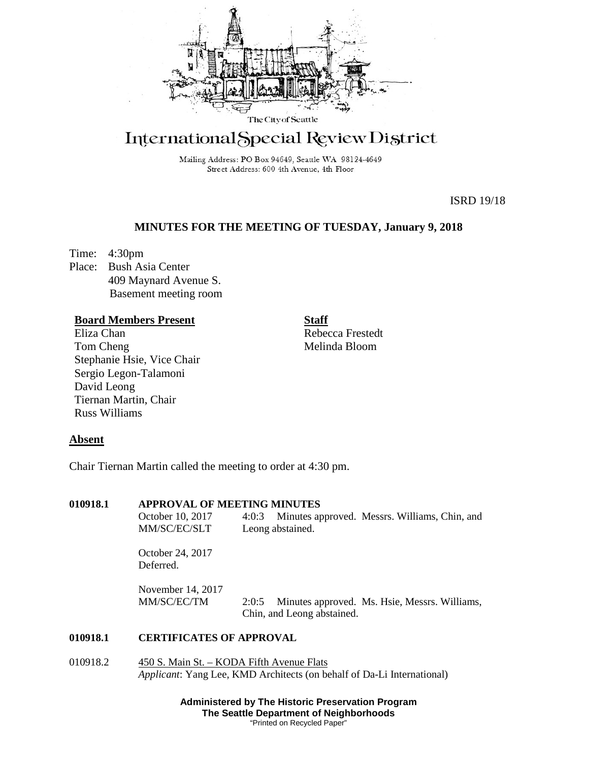The City of Seattle

# International Special Review District

Mailing Address: PO Box 94649, Seattle WA 98124-4649
Street Address: 600 4th Avenue, 4th Floor

ISRD 19/18

## MINUTES FOR THE MEETING OF TUESDAY, January 9, 2018

Time: 4:30pm
Place: Bush Asia Center
409 Maynard Avenue S.
Basement meeting room

**Board Members Present**
Eliza Chan
Tom Cheng
Stephanie Hsie, Vice Chair
Sergio Legon-Talamoni
David Leong
Tiernan Martin, Chair
Russ Williams

**Staff**
Rebecca Frestedt
Melinda Bloom

**Absent**

Chair Tiernan Martin called the meeting to order at 4:30 pm.

**010918.1 APPROVAL OF MEETING MINUTES**

October 10, 2017
MM/SC/EC/SLT — 4:0:3 Minutes approved. Messrs. Williams, Chin, and Leong abstained.

October 24, 2017
Deferred.

November 14, 2017
MM/SC/EC/TM — 2:0:5 Minutes approved. Ms. Hsie, Messrs. Williams, Chin, and Leong abstained.

**010918.1 CERTIFICATES OF APPROVAL**

010918.2 450 S. Main St. – KODA Fifth Avenue Flats
*Applicant*: Yang Lee, KMD Architects (on behalf of Da-Li International)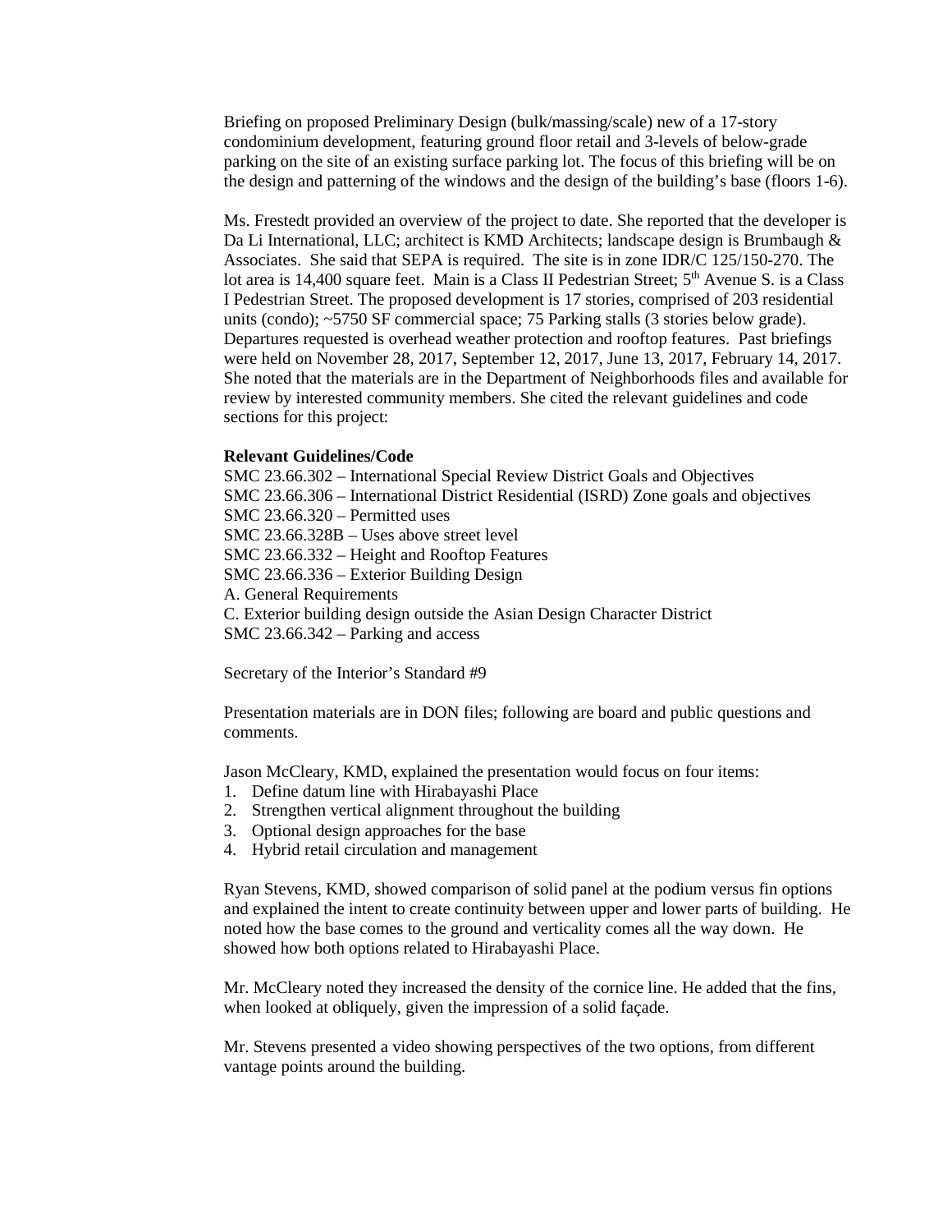Briefing on proposed Preliminary Design (bulk/massing/scale) new of a 17-story condominium development, featuring ground floor retail and 3-levels of below-grade parking on the site of an existing surface parking lot. The focus of this briefing will be on the design and patterning of the windows and the design of the building's base (floors 1-6).

Ms. Frestedt provided an overview of the project to date. She reported that the developer is Da Li International, LLC; architect is KMD Architects; landscape design is Brumbaugh & Associates. She said that SEPA is required. The site is in zone IDR/C 125/150-270. The lot area is 14,400 square feet. Main is a Class II Pedestrian Street; 5th Avenue S. is a Class I Pedestrian Street. The proposed development is 17 stories, comprised of 203 residential units (condo); ~5750 SF commercial space; 75 Parking stalls (3 stories below grade). Departures requested is overhead weather protection and rooftop features. Past briefings were held on November 28, 2017, September 12, 2017, June 13, 2017, February 14, 2017. She noted that the materials are in the Department of Neighborhoods files and available for review by interested community members. She cited the relevant guidelines and code sections for this project:

**Relevant Guidelines/Code**

SMC 23.66.302 – International Special Review District Goals and Objectives
SMC 23.66.306 – International District Residential (ISRD) Zone goals and objectives
SMC 23.66.320 – Permitted uses
SMC 23.66.328B – Uses above street level
SMC 23.66.332 – Height and Rooftop Features
SMC 23.66.336 – Exterior Building Design
A. General Requirements
C. Exterior building design outside the Asian Design Character District
SMC 23.66.342 – Parking and access

Secretary of the Interior's Standard #9

Presentation materials are in DON files; following are board and public questions and comments.

Jason McCleary, KMD, explained the presentation would focus on four items:

1. Define datum line with Hirabayashi Place
2. Strengthen vertical alignment throughout the building
3. Optional design approaches for the base
4. Hybrid retail circulation and management

Ryan Stevens, KMD, showed comparison of solid panel at the podium versus fin options and explained the intent to create continuity between upper and lower parts of building. He noted how the base comes to the ground and verticality comes all the way down. He showed how both options related to Hirabayashi Place.

Mr. McCleary noted they increased the density of the cornice line. He added that the fins, when looked at obliquely, given the impression of a solid façade.

Mr. Stevens presented a video showing perspectives of the two options, from different vantage points around the building.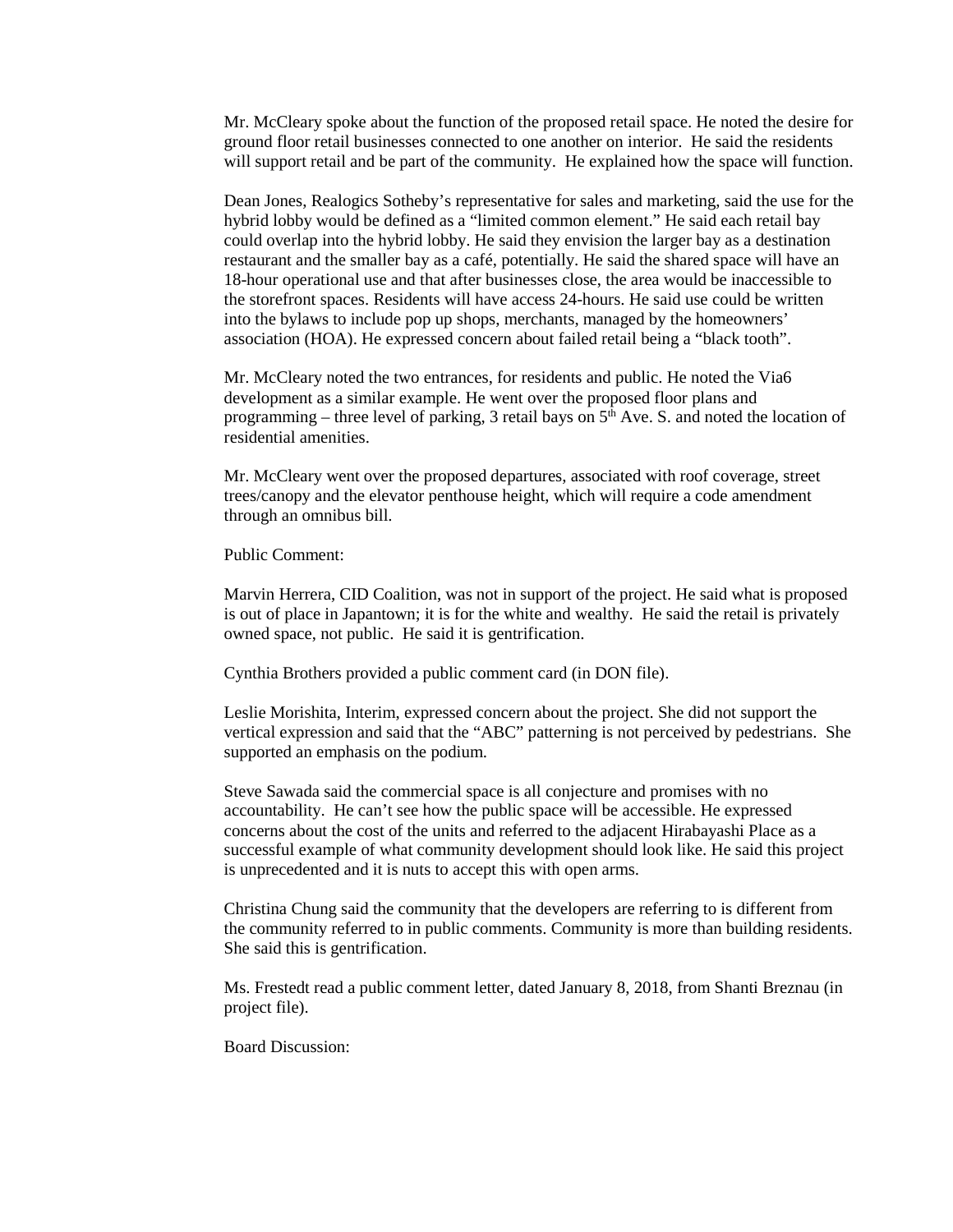Mr. McCleary spoke about the function of the proposed retail space. He noted the desire for ground floor retail businesses connected to one another on interior. He said the residents will support retail and be part of the community. He explained how the space will function.

Dean Jones, Realogics Sotheby's representative for sales and marketing, said the use for the hybrid lobby would be defined as a "limited common element." He said each retail bay could overlap into the hybrid lobby. He said they envision the larger bay as a destination restaurant and the smaller bay as a café, potentially. He said the shared space will have an 18-hour operational use and that after businesses close, the area would be inaccessible to the storefront spaces. Residents will have access 24-hours. He said use could be written into the bylaws to include pop up shops, merchants, managed by the homeowners' association (HOA). He expressed concern about failed retail being a "black tooth".

Mr. McCleary noted the two entrances, for residents and public. He noted the Via6 development as a similar example. He went over the proposed floor plans and programming – three level of parking, 3 retail bays on 5th Ave. S. and noted the location of residential amenities.

Mr. McCleary went over the proposed departures, associated with roof coverage, street trees/canopy and the elevator penthouse height, which will require a code amendment through an omnibus bill.

Public Comment:

Marvin Herrera, CID Coalition, was not in support of the project. He said what is proposed is out of place in Japantown; it is for the white and wealthy. He said the retail is privately owned space, not public. He said it is gentrification.

Cynthia Brothers provided a public comment card (in DON file).

Leslie Morishita, Interim, expressed concern about the project. She did not support the vertical expression and said that the "ABC" patterning is not perceived by pedestrians. She supported an emphasis on the podium.

Steve Sawada said the commercial space is all conjecture and promises with no accountability. He can't see how the public space will be accessible. He expressed concerns about the cost of the units and referred to the adjacent Hirabayashi Place as a successful example of what community development should look like. He said this project is unprecedented and it is nuts to accept this with open arms.

Christina Chung said the community that the developers are referring to is different from the community referred to in public comments. Community is more than building residents. She said this is gentrification.

Ms. Frestedt read a public comment letter, dated January 8, 2018, from Shanti Breznau (in project file).

Board Discussion: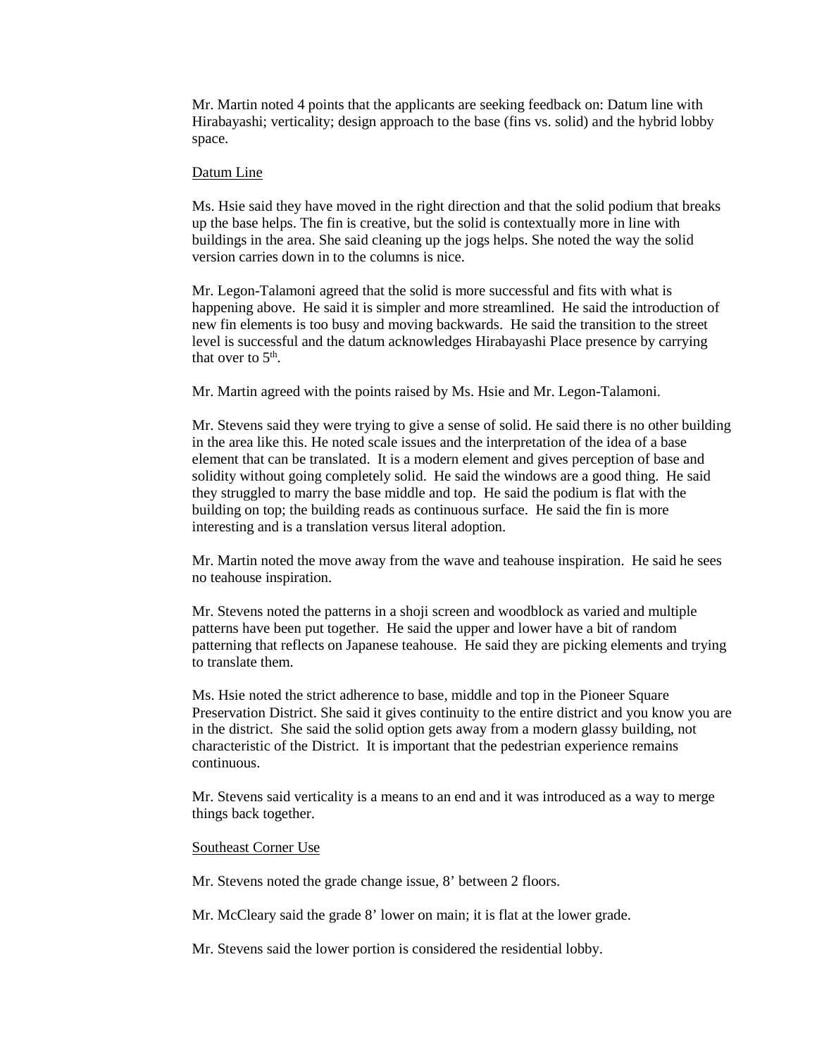Mr. Martin noted 4 points that the applicants are seeking feedback on: Datum line with Hirabayashi; verticality; design approach to the base (fins vs. solid) and the hybrid lobby space.

Datum Line

Ms. Hsie said they have moved in the right direction and that the solid podium that breaks up the base helps. The fin is creative, but the solid is contextually more in line with buildings in the area. She said cleaning up the jogs helps. She noted the way the solid version carries down in to the columns is nice.

Mr. Legon-Talamoni agreed that the solid is more successful and fits with what is happening above. He said it is simpler and more streamlined. He said the introduction of new fin elements is too busy and moving backwards. He said the transition to the street level is successful and the datum acknowledges Hirabayashi Place presence by carrying that over to 5th.

Mr. Martin agreed with the points raised by Ms. Hsie and Mr. Legon-Talamoni.

Mr. Stevens said they were trying to give a sense of solid. He said there is no other building in the area like this. He noted scale issues and the interpretation of the idea of a base element that can be translated. It is a modern element and gives perception of base and solidity without going completely solid. He said the windows are a good thing. He said they struggled to marry the base middle and top. He said the podium is flat with the building on top; the building reads as continuous surface. He said the fin is more interesting and is a translation versus literal adoption.

Mr. Martin noted the move away from the wave and teahouse inspiration. He said he sees no teahouse inspiration.

Mr. Stevens noted the patterns in a shoji screen and woodblock as varied and multiple patterns have been put together. He said the upper and lower have a bit of random patterning that reflects on Japanese teahouse. He said they are picking elements and trying to translate them.

Ms. Hsie noted the strict adherence to base, middle and top in the Pioneer Square Preservation District. She said it gives continuity to the entire district and you know you are in the district. She said the solid option gets away from a modern glassy building, not characteristic of the District. It is important that the pedestrian experience remains continuous.

Mr. Stevens said verticality is a means to an end and it was introduced as a way to merge things back together.

Southeast Corner Use

Mr. Stevens noted the grade change issue, 8' between 2 floors.

Mr. McCleary said the grade 8' lower on main; it is flat at the lower grade.

Mr. Stevens said the lower portion is considered the residential lobby.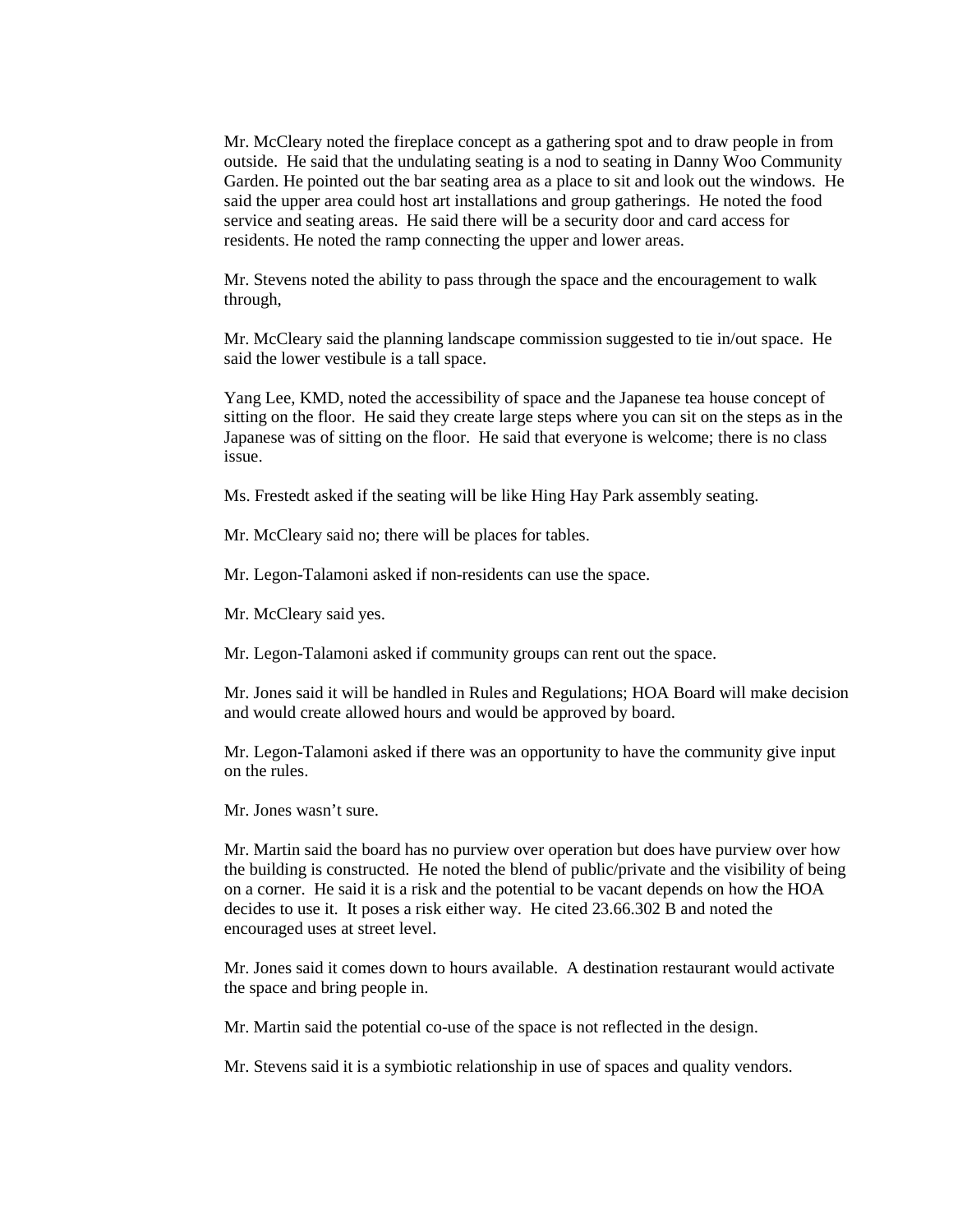Mr. McCleary noted the fireplace concept as a gathering spot and to draw people in from outside. He said that the undulating seating is a nod to seating in Danny Woo Community Garden. He pointed out the bar seating area as a place to sit and look out the windows. He said the upper area could host art installations and group gatherings. He noted the food service and seating areas. He said there will be a security door and card access for residents. He noted the ramp connecting the upper and lower areas.

Mr. Stevens noted the ability to pass through the space and the encouragement to walk through,

Mr. McCleary said the planning landscape commission suggested to tie in/out space. He said the lower vestibule is a tall space.

Yang Lee, KMD, noted the accessibility of space and the Japanese tea house concept of sitting on the floor. He said they create large steps where you can sit on the steps as in the Japanese was of sitting on the floor. He said that everyone is welcome; there is no class issue.

Ms. Frestedt asked if the seating will be like Hing Hay Park assembly seating.

Mr. McCleary said no; there will be places for tables.

Mr. Legon-Talamoni asked if non-residents can use the space.

Mr. McCleary said yes.

Mr. Legon-Talamoni asked if community groups can rent out the space.

Mr. Jones said it will be handled in Rules and Regulations; HOA Board will make decision and would create allowed hours and would be approved by board.

Mr. Legon-Talamoni asked if there was an opportunity to have the community give input on the rules.

Mr. Jones wasn't sure.

Mr. Martin said the board has no purview over operation but does have purview over how the building is constructed. He noted the blend of public/private and the visibility of being on a corner. He said it is a risk and the potential to be vacant depends on how the HOA decides to use it. It poses a risk either way. He cited 23.66.302 B and noted the encouraged uses at street level.

Mr. Jones said it comes down to hours available. A destination restaurant would activate the space and bring people in.

Mr. Martin said the potential co-use of the space is not reflected in the design.

Mr. Stevens said it is a symbiotic relationship in use of spaces and quality vendors.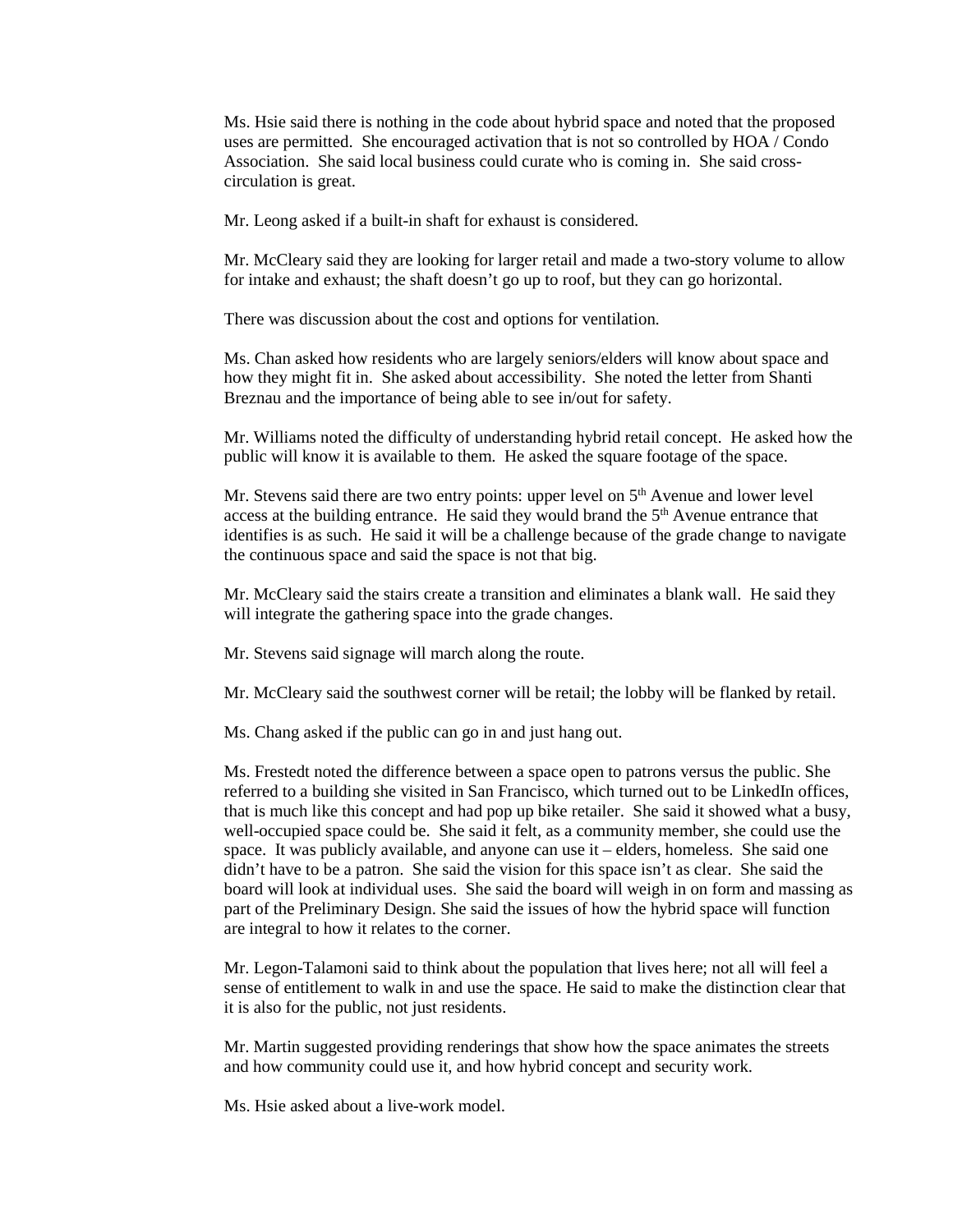Ms. Hsie said there is nothing in the code about hybrid space and noted that the proposed uses are permitted. She encouraged activation that is not so controlled by HOA / Condo Association. She said local business could curate who is coming in. She said cross-circulation is great.

Mr. Leong asked if a built-in shaft for exhaust is considered.

Mr. McCleary said they are looking for larger retail and made a two-story volume to allow for intake and exhaust; the shaft doesn't go up to roof, but they can go horizontal.

There was discussion about the cost and options for ventilation.

Ms. Chan asked how residents who are largely seniors/elders will know about space and how they might fit in. She asked about accessibility. She noted the letter from Shanti Breznau and the importance of being able to see in/out for safety.

Mr. Williams noted the difficulty of understanding hybrid retail concept. He asked how the public will know it is available to them. He asked the square footage of the space.

Mr. Stevens said there are two entry points: upper level on 5th Avenue and lower level access at the building entrance. He said they would brand the 5th Avenue entrance that identifies is as such. He said it will be a challenge because of the grade change to navigate the continuous space and said the space is not that big.

Mr. McCleary said the stairs create a transition and eliminates a blank wall. He said they will integrate the gathering space into the grade changes.

Mr. Stevens said signage will march along the route.

Mr. McCleary said the southwest corner will be retail; the lobby will be flanked by retail.

Ms. Chang asked if the public can go in and just hang out.

Ms. Frestedt noted the difference between a space open to patrons versus the public. She referred to a building she visited in San Francisco, which turned out to be LinkedIn offices, that is much like this concept and had pop up bike retailer. She said it showed what a busy, well-occupied space could be. She said it felt, as a community member, she could use the space. It was publicly available, and anyone can use it – elders, homeless. She said one didn't have to be a patron. She said the vision for this space isn't as clear. She said the board will look at individual uses. She said the board will weigh in on form and massing as part of the Preliminary Design. She said the issues of how the hybrid space will function are integral to how it relates to the corner.

Mr. Legon-Talamoni said to think about the population that lives here; not all will feel a sense of entitlement to walk in and use the space. He said to make the distinction clear that it is also for the public, not just residents.

Mr. Martin suggested providing renderings that show how the space animates the streets and how community could use it, and how hybrid concept and security work.

Ms. Hsie asked about a live-work model.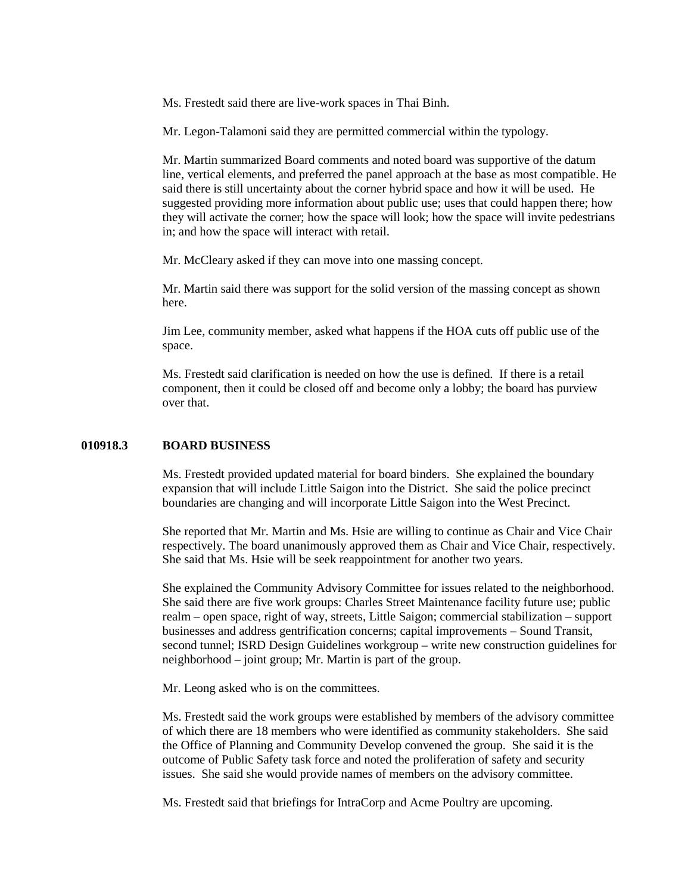Ms. Frestedt said there are live-work spaces in Thai Binh.

Mr. Legon-Talamoni said they are permitted commercial within the typology.

Mr. Martin summarized Board comments and noted board was supportive of the datum line, vertical elements, and preferred the panel approach at the base as most compatible. He said there is still uncertainty about the corner hybrid space and how it will be used. He suggested providing more information about public use; uses that could happen there; how they will activate the corner; how the space will look; how the space will invite pedestrians in; and how the space will interact with retail.

Mr. McCleary asked if they can move into one massing concept.

Mr. Martin said there was support for the solid version of the massing concept as shown here.

Jim Lee, community member, asked what happens if the HOA cuts off public use of the space.

Ms. Frestedt said clarification is needed on how the use is defined. If there is a retail component, then it could be closed off and become only a lobby; the board has purview over that.

## 010918.3 BOARD BUSINESS

Ms. Frestedt provided updated material for board binders. She explained the boundary expansion that will include Little Saigon into the District. She said the police precinct boundaries are changing and will incorporate Little Saigon into the West Precinct.

She reported that Mr. Martin and Ms. Hsie are willing to continue as Chair and Vice Chair respectively. The board unanimously approved them as Chair and Vice Chair, respectively. She said that Ms. Hsie will be seek reappointment for another two years.

She explained the Community Advisory Committee for issues related to the neighborhood. She said there are five work groups: Charles Street Maintenance facility future use; public realm – open space, right of way, streets, Little Saigon; commercial stabilization – support businesses and address gentrification concerns; capital improvements – Sound Transit, second tunnel; ISRD Design Guidelines workgroup – write new construction guidelines for neighborhood – joint group; Mr. Martin is part of the group.

Mr. Leong asked who is on the committees.

Ms. Frestedt said the work groups were established by members of the advisory committee of which there are 18 members who were identified as community stakeholders. She said the Office of Planning and Community Develop convened the group. She said it is the outcome of Public Safety task force and noted the proliferation of safety and security issues. She said she would provide names of members on the advisory committee.

Ms. Frestedt said that briefings for IntraCorp and Acme Poultry are upcoming.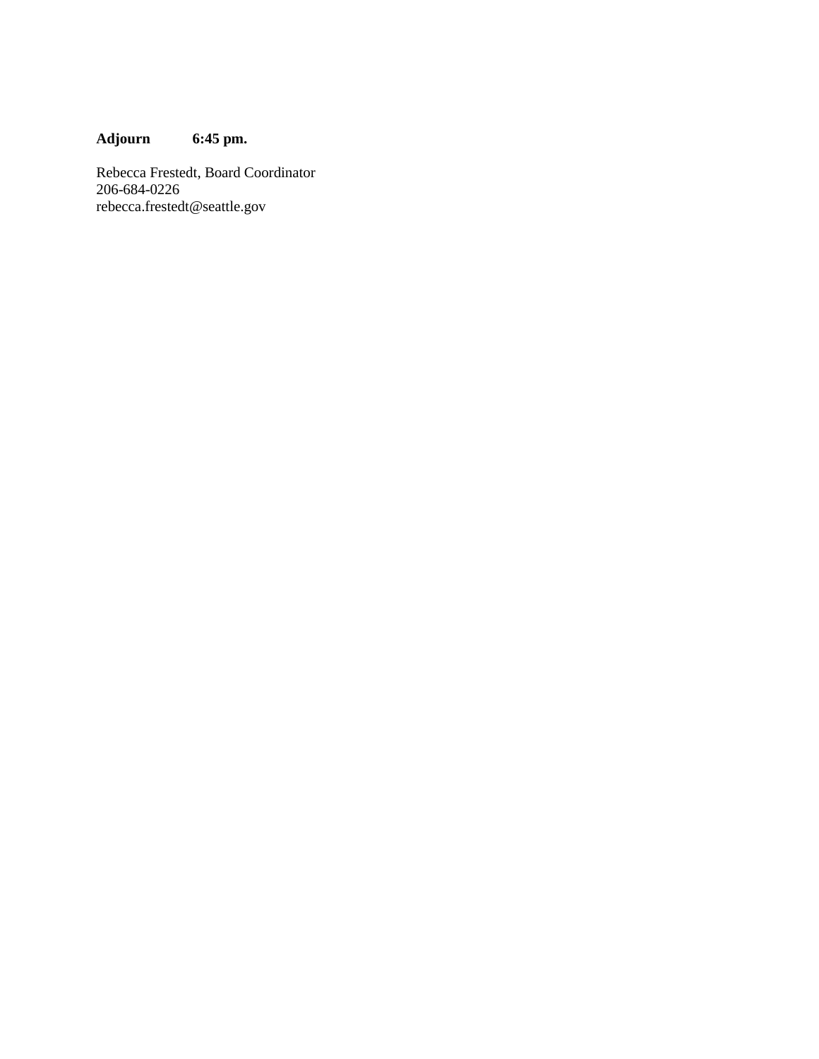**Adjourn  6:45 pm.**

Rebecca Frestedt, Board Coordinator
206-684-0226
rebecca.frestedt@seattle.gov